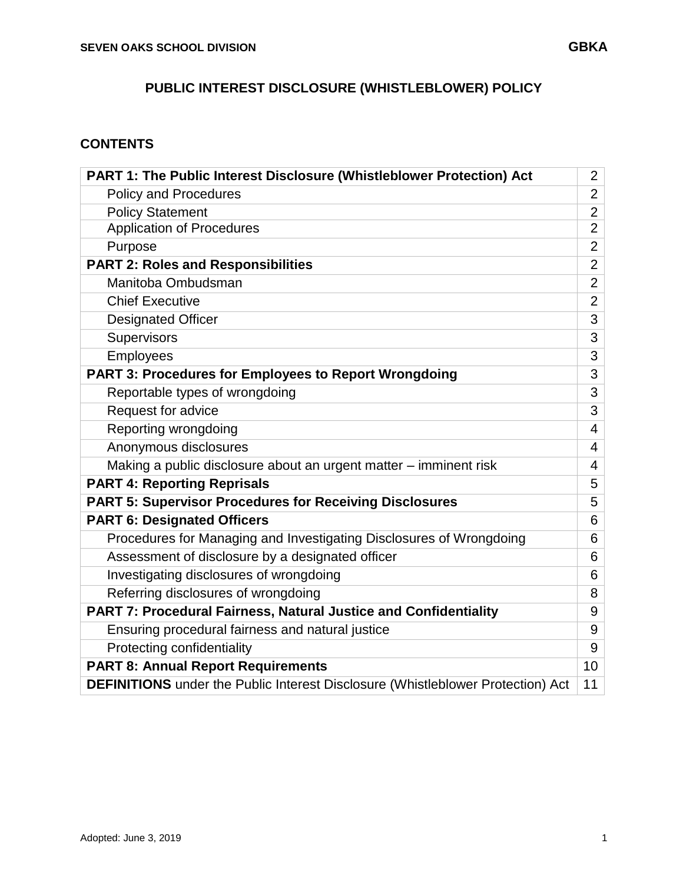# PUBLIC INTEREST DISCLOSURE (WHISTLEBLOWER) POLICY

## CONTENTS

| | |
|---|---|
| **PART 1: The Public Interest Disclosure (Whistleblower Protection) Act** | 2 |
| Policy and Procedures | 2 |
| Policy Statement | 2 |
| Application of Procedures | 2 |
| Purpose | 2 |
| **PART 2: Roles and Responsibilities** | 2 |
| Manitoba Ombudsman | 2 |
| Chief Executive | 2 |
| Designated Officer | 3 |
| Supervisors | 3 |
| Employees | 3 |
| **PART 3: Procedures for Employees to Report Wrongdoing** | 3 |
| Reportable types of wrongdoing | 3 |
| Request for advice | 3 |
| Reporting wrongdoing | 4 |
| Anonymous disclosures | 4 |
| Making a public disclosure about an urgent matter – imminent risk | 4 |
| **PART 4: Reporting Reprisals** | 5 |
| **PART 5: Supervisor Procedures for Receiving Disclosures** | 5 |
| **PART 6: Designated Officers** | 6 |
| Procedures for Managing and Investigating Disclosures of Wrongdoing | 6 |
| Assessment of disclosure by a designated officer | 6 |
| Investigating disclosures of wrongdoing | 6 |
| Referring disclosures of wrongdoing | 8 |
| **PART 7: Procedural Fairness, Natural Justice and Confidentiality** | 9 |
| Ensuring procedural fairness and natural justice | 9 |
| Protecting confidentiality | 9 |
| **PART 8: Annual Report Requirements** | 10 |
| **DEFINITIONS** under the Public Interest Disclosure (Whistleblower Protection) Act | 11 |

Adopted: June 3, 2019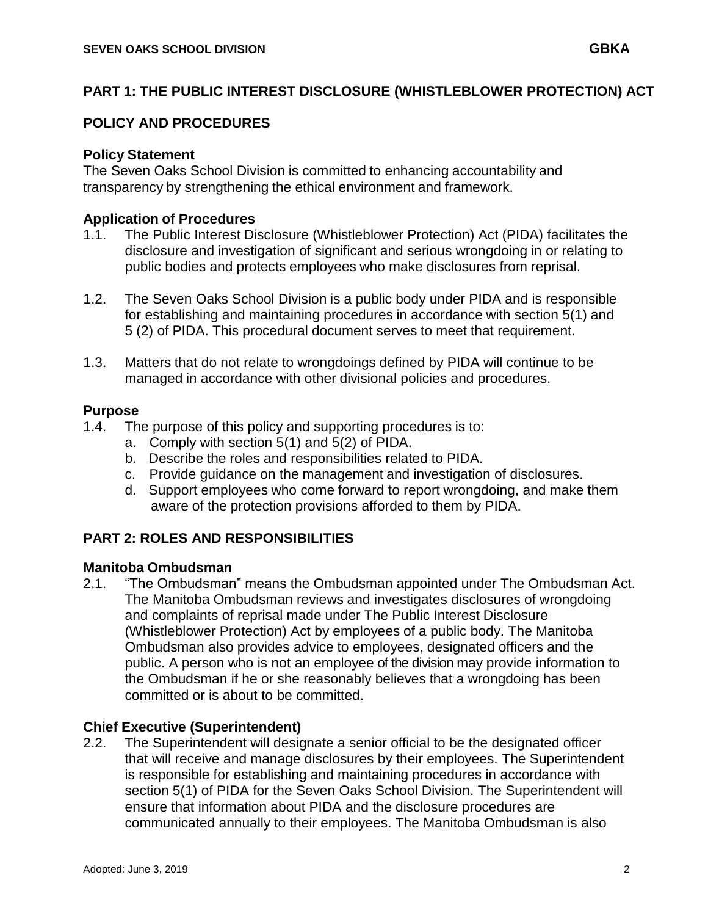## PART 1: THE PUBLIC INTEREST DISCLOSURE (WHISTLEBLOWER PROTECTION) ACT

## POLICY AND PROCEDURES

### Policy Statement

The Seven Oaks School Division is committed to enhancing accountability and transparency by strengthening the ethical environment and framework.

### Application of Procedures

1.1. The Public Interest Disclosure (Whistleblower Protection) Act (PIDA) facilitates the disclosure and investigation of significant and serious wrongdoing in or relating to public bodies and protects employees who make disclosures from reprisal.

1.2. The Seven Oaks School Division is a public body under PIDA and is responsible for establishing and maintaining procedures in accordance with section 5(1) and 5 (2) of PIDA. This procedural document serves to meet that requirement.

1.3. Matters that do not relate to wrongdoings defined by PIDA will continue to be managed in accordance with other divisional policies and procedures.

### Purpose

1.4. The purpose of this policy and supporting procedures is to:

a. Comply with section 5(1) and 5(2) of PIDA.
b. Describe the roles and responsibilities related to PIDA.
c. Provide guidance on the management and investigation of disclosures.
d. Support employees who come forward to report wrongdoing, and make them aware of the protection provisions afforded to them by PIDA.

## PART 2: ROLES AND RESPONSIBILITIES

### Manitoba Ombudsman

2.1. "The Ombudsman" means the Ombudsman appointed under The Ombudsman Act. The Manitoba Ombudsman reviews and investigates disclosures of wrongdoing and complaints of reprisal made under The Public Interest Disclosure (Whistleblower Protection) Act by employees of a public body. The Manitoba Ombudsman also provides advice to employees, designated officers and the public. A person who is not an employee of the division may provide information to the Ombudsman if he or she reasonably believes that a wrongdoing has been committed or is about to be committed.

### Chief Executive (Superintendent)

2.2. The Superintendent will designate a senior official to be the designated officer that will receive and manage disclosures by their employees. The Superintendent is responsible for establishing and maintaining procedures in accordance with section 5(1) of PIDA for the Seven Oaks School Division. The Superintendent will ensure that information about PIDA and the disclosure procedures are communicated annually to their employees. The Manitoba Ombudsman is also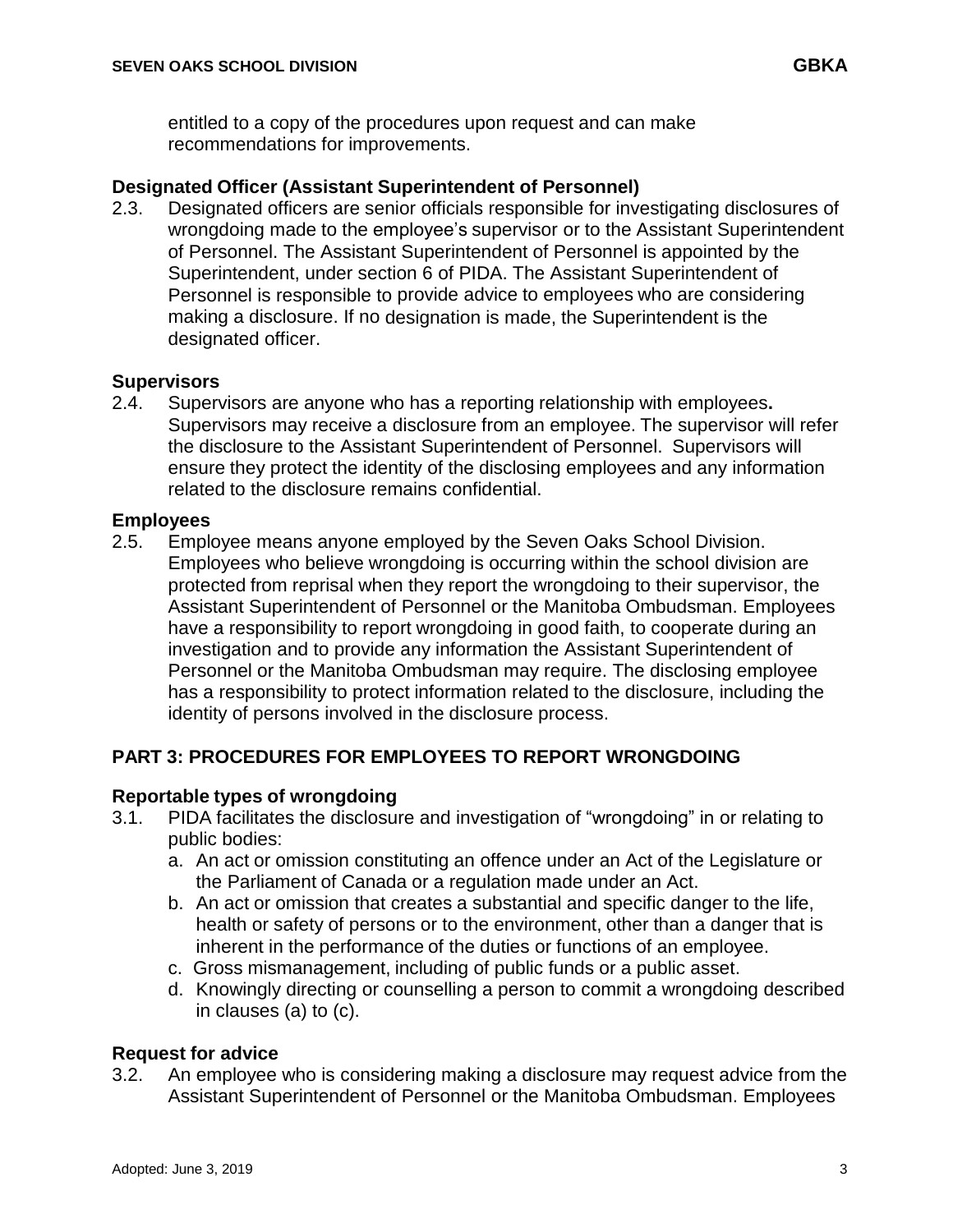entitled to a copy of the procedures upon request and can make recommendations for improvements.

### Designated Officer (Assistant Superintendent of Personnel)

2.3. Designated officers are senior officials responsible for investigating disclosures of wrongdoing made to the employee's supervisor or to the Assistant Superintendent of Personnel. The Assistant Superintendent of Personnel is appointed by the Superintendent, under section 6 of PIDA. The Assistant Superintendent of Personnel is responsible to provide advice to employees who are considering making a disclosure. If no designation is made, the Superintendent is the designated officer.

### Supervisors

2.4. Supervisors are anyone who has a reporting relationship with employees**.** Supervisors may receive a disclosure from an employee. The supervisor will refer the disclosure to the Assistant Superintendent of Personnel. Supervisors will ensure they protect the identity of the disclosing employees and any information related to the disclosure remains confidential.

### Employees

2.5. Employee means anyone employed by the Seven Oaks School Division. Employees who believe wrongdoing is occurring within the school division are protected from reprisal when they report the wrongdoing to their supervisor, the Assistant Superintendent of Personnel or the Manitoba Ombudsman. Employees have a responsibility to report wrongdoing in good faith, to cooperate during an investigation and to provide any information the Assistant Superintendent of Personnel or the Manitoba Ombudsman may require. The disclosing employee has a responsibility to protect information related to the disclosure, including the identity of persons involved in the disclosure process.

## PART 3: PROCEDURES FOR EMPLOYEES TO REPORT WRONGDOING

### Reportable types of wrongdoing

3.1. PIDA facilitates the disclosure and investigation of "wrongdoing" in or relating to public bodies:

   a. An act or omission constituting an offence under an Act of the Legislature or the Parliament of Canada or a regulation made under an Act.
   b. An act or omission that creates a substantial and specific danger to the life, health or safety of persons or to the environment, other than a danger that is inherent in the performance of the duties or functions of an employee.
   c. Gross mismanagement, including of public funds or a public asset.
   d. Knowingly directing or counselling a person to commit a wrongdoing described in clauses (a) to (c).

### Request for advice

3.2. An employee who is considering making a disclosure may request advice from the Assistant Superintendent of Personnel or the Manitoba Ombudsman. Employees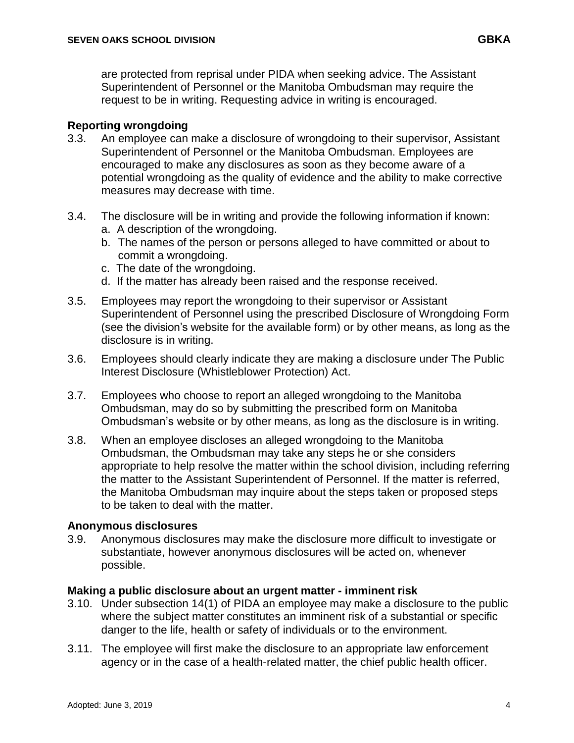are protected from reprisal under PIDA when seeking advice. The Assistant Superintendent of Personnel or the Manitoba Ombudsman may require the request to be in writing. Requesting advice in writing is encouraged.

**Reporting wrongdoing**

3.3. An employee can make a disclosure of wrongdoing to their supervisor, Assistant Superintendent of Personnel or the Manitoba Ombudsman. Employees are encouraged to make any disclosures as soon as they become aware of a potential wrongdoing as the quality of evidence and the ability to make corrective measures may decrease with time.

3.4. The disclosure will be in writing and provide the following information if known:
   a. A description of the wrongdoing.
   b. The names of the person or persons alleged to have committed or about to commit a wrongdoing.
   c. The date of the wrongdoing.
   d. If the matter has already been raised and the response received.

3.5. Employees may report the wrongdoing to their supervisor or Assistant Superintendent of Personnel using the prescribed Disclosure of Wrongdoing Form (see the division's website for the available form) or by other means, as long as the disclosure is in writing.

3.6. Employees should clearly indicate they are making a disclosure under The Public Interest Disclosure (Whistleblower Protection) Act.

3.7. Employees who choose to report an alleged wrongdoing to the Manitoba Ombudsman, may do so by submitting the prescribed form on Manitoba Ombudsman's website or by other means, as long as the disclosure is in writing.

3.8. When an employee discloses an alleged wrongdoing to the Manitoba Ombudsman, the Ombudsman may take any steps he or she considers appropriate to help resolve the matter within the school division, including referring the matter to the Assistant Superintendent of Personnel. If the matter is referred, the Manitoba Ombudsman may inquire about the steps taken or proposed steps to be taken to deal with the matter.

**Anonymous disclosures**

3.9. Anonymous disclosures may make the disclosure more difficult to investigate or substantiate, however anonymous disclosures will be acted on, whenever possible.

**Making a public disclosure about an urgent matter - imminent risk**

3.10. Under subsection 14(1) of PIDA an employee may make a disclosure to the public where the subject matter constitutes an imminent risk of a substantial or specific danger to the life, health or safety of individuals or to the environment.

3.11. The employee will first make the disclosure to an appropriate law enforcement agency or in the case of a health-related matter, the chief public health officer.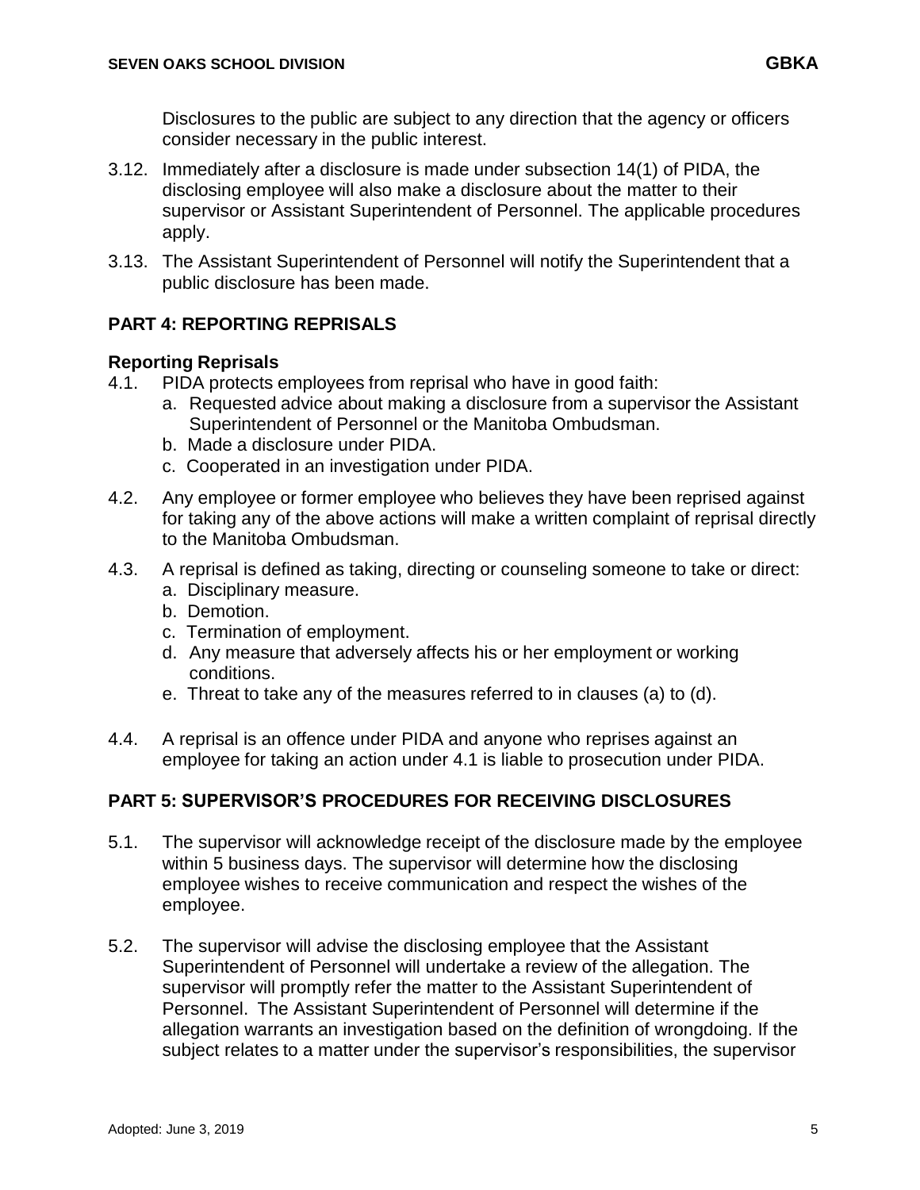Disclosures to the public are subject to any direction that the agency or officers consider necessary in the public interest.

3.12. Immediately after a disclosure is made under subsection 14(1) of PIDA, the disclosing employee will also make a disclosure about the matter to their supervisor or Assistant Superintendent of Personnel. The applicable procedures apply.

3.13. The Assistant Superintendent of Personnel will notify the Superintendent that a public disclosure has been made.

## PART 4: REPORTING REPRISALS

### Reporting Reprisals

4.1. PIDA protects employees from reprisal who have in good faith:

a. Requested advice about making a disclosure from a supervisor the Assistant Superintendent of Personnel or the Manitoba Ombudsman.
b. Made a disclosure under PIDA.
c. Cooperated in an investigation under PIDA.

4.2. Any employee or former employee who believes they have been reprised against for taking any of the above actions will make a written complaint of reprisal directly to the Manitoba Ombudsman.

4.3. A reprisal is defined as taking, directing or counseling someone to take or direct:

a. Disciplinary measure.
b. Demotion.
c. Termination of employment.
d. Any measure that adversely affects his or her employment or working conditions.
e. Threat to take any of the measures referred to in clauses (a) to (d).

4.4. A reprisal is an offence under PIDA and anyone who reprises against an employee for taking an action under 4.1 is liable to prosecution under PIDA.

## PART 5: SUPERVISOR'S PROCEDURES FOR RECEIVING DISCLOSURES

5.1. The supervisor will acknowledge receipt of the disclosure made by the employee within 5 business days. The supervisor will determine how the disclosing employee wishes to receive communication and respect the wishes of the employee.

5.2. The supervisor will advise the disclosing employee that the Assistant Superintendent of Personnel will undertake a review of the allegation. The supervisor will promptly refer the matter to the Assistant Superintendent of Personnel. The Assistant Superintendent of Personnel will determine if the allegation warrants an investigation based on the definition of wrongdoing. If the subject relates to a matter under the supervisor's responsibilities, the supervisor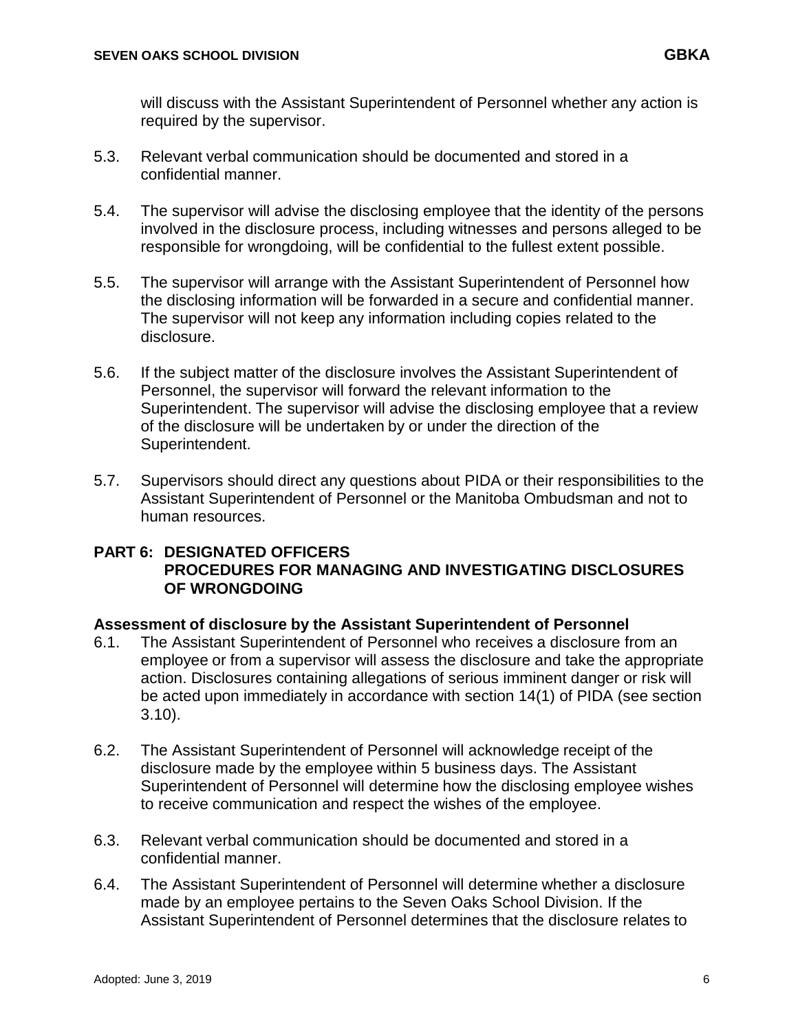will discuss with the Assistant Superintendent of Personnel whether any action is required by the supervisor.

5.3. Relevant verbal communication should be documented and stored in a confidential manner.

5.4. The supervisor will advise the disclosing employee that the identity of the persons involved in the disclosure process, including witnesses and persons alleged to be responsible for wrongdoing, will be confidential to the fullest extent possible.

5.5. The supervisor will arrange with the Assistant Superintendent of Personnel how the disclosing information will be forwarded in a secure and confidential manner. The supervisor will not keep any information including copies related to the disclosure.

5.6. If the subject matter of the disclosure involves the Assistant Superintendent of Personnel, the supervisor will forward the relevant information to the Superintendent. The supervisor will advise the disclosing employee that a review of the disclosure will be undertaken by or under the direction of the Superintendent.

5.7. Supervisors should direct any questions about PIDA or their responsibilities to the Assistant Superintendent of Personnel or the Manitoba Ombudsman and not to human resources.

## PART 6: DESIGNATED OFFICERS PROCEDURES FOR MANAGING AND INVESTIGATING DISCLOSURES OF WRONGDOING

**Assessment of disclosure by the Assistant Superintendent of Personnel**

6.1. The Assistant Superintendent of Personnel who receives a disclosure from an employee or from a supervisor will assess the disclosure and take the appropriate action. Disclosures containing allegations of serious imminent danger or risk will be acted upon immediately in accordance with section 14(1) of PIDA (see section 3.10).

6.2. The Assistant Superintendent of Personnel will acknowledge receipt of the disclosure made by the employee within 5 business days. The Assistant Superintendent of Personnel will determine how the disclosing employee wishes to receive communication and respect the wishes of the employee.

6.3. Relevant verbal communication should be documented and stored in a confidential manner.

6.4. The Assistant Superintendent of Personnel will determine whether a disclosure made by an employee pertains to the Seven Oaks School Division. If the Assistant Superintendent of Personnel determines that the disclosure relates to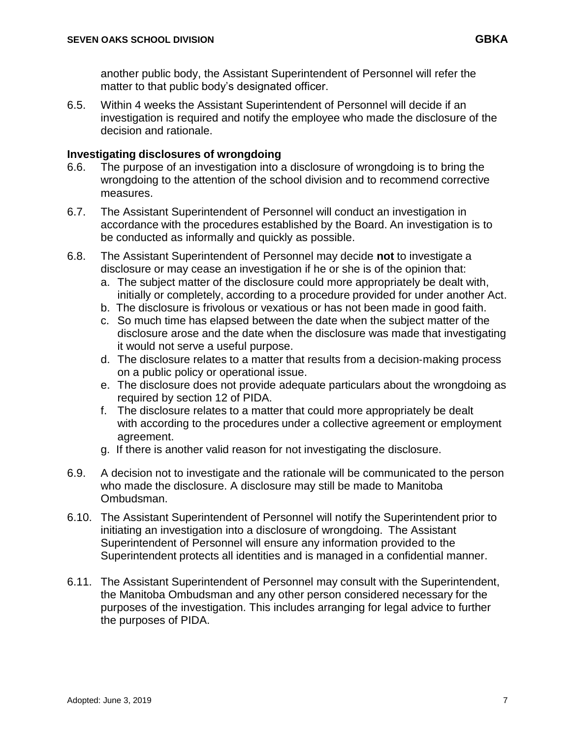another public body, the Assistant Superintendent of Personnel will refer the matter to that public body's designated officer.

6.5. Within 4 weeks the Assistant Superintendent of Personnel will decide if an investigation is required and notify the employee who made the disclosure of the decision and rationale.

**Investigating disclosures of wrongdoing**

6.6. The purpose of an investigation into a disclosure of wrongdoing is to bring the wrongdoing to the attention of the school division and to recommend corrective measures.

6.7. The Assistant Superintendent of Personnel will conduct an investigation in accordance with the procedures established by the Board. An investigation is to be conducted as informally and quickly as possible.

6.8. The Assistant Superintendent of Personnel may decide **not** to investigate a disclosure or may cease an investigation if he or she is of the opinion that:

a. The subject matter of the disclosure could more appropriately be dealt with, initially or completely, according to a procedure provided for under another Act.
b. The disclosure is frivolous or vexatious or has not been made in good faith.
c. So much time has elapsed between the date when the subject matter of the disclosure arose and the date when the disclosure was made that investigating it would not serve a useful purpose.
d. The disclosure relates to a matter that results from a decision-making process on a public policy or operational issue.
e. The disclosure does not provide adequate particulars about the wrongdoing as required by section 12 of PIDA.
f. The disclosure relates to a matter that could more appropriately be dealt with according to the procedures under a collective agreement or employment agreement.
g. If there is another valid reason for not investigating the disclosure.

6.9. A decision not to investigate and the rationale will be communicated to the person who made the disclosure. A disclosure may still be made to Manitoba Ombudsman.

6.10. The Assistant Superintendent of Personnel will notify the Superintendent prior to initiating an investigation into a disclosure of wrongdoing. The Assistant Superintendent of Personnel will ensure any information provided to the Superintendent protects all identities and is managed in a confidential manner.

6.11. The Assistant Superintendent of Personnel may consult with the Superintendent, the Manitoba Ombudsman and any other person considered necessary for the purposes of the investigation. This includes arranging for legal advice to further the purposes of PIDA.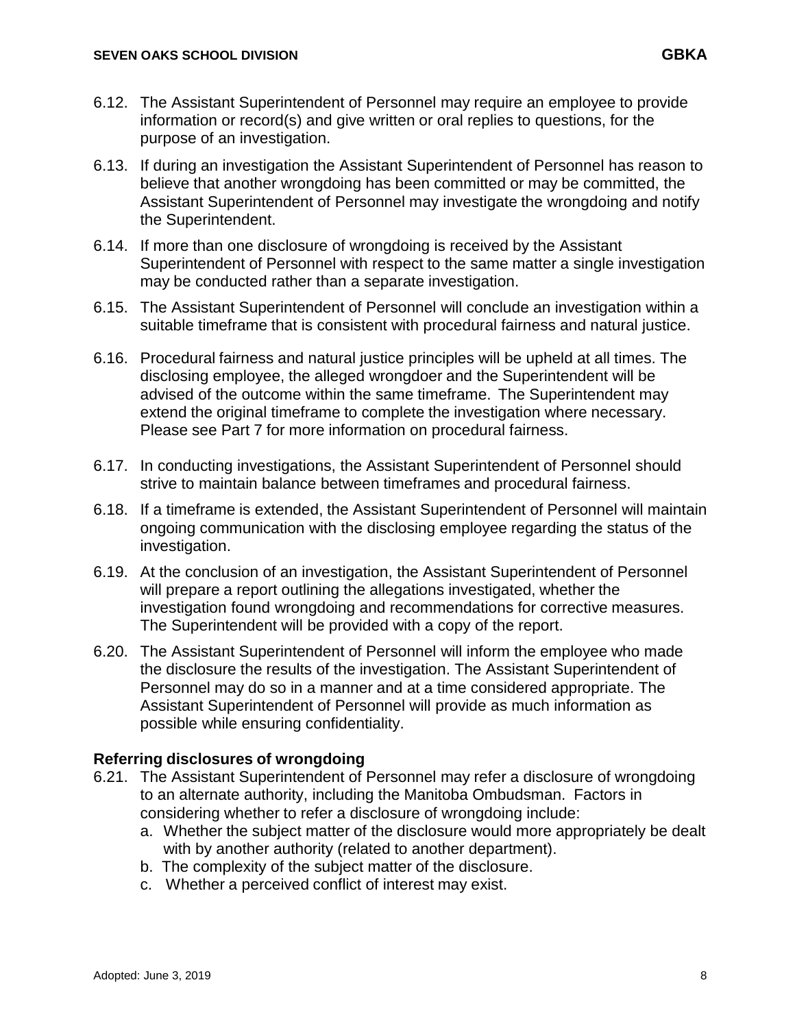6.12. The Assistant Superintendent of Personnel may require an employee to provide information or record(s) and give written or oral replies to questions, for the purpose of an investigation.

6.13. If during an investigation the Assistant Superintendent of Personnel has reason to believe that another wrongdoing has been committed or may be committed, the Assistant Superintendent of Personnel may investigate the wrongdoing and notify the Superintendent.

6.14. If more than one disclosure of wrongdoing is received by the Assistant Superintendent of Personnel with respect to the same matter a single investigation may be conducted rather than a separate investigation.

6.15. The Assistant Superintendent of Personnel will conclude an investigation within a suitable timeframe that is consistent with procedural fairness and natural justice.

6.16. Procedural fairness and natural justice principles will be upheld at all times. The disclosing employee, the alleged wrongdoer and the Superintendent will be advised of the outcome within the same timeframe. The Superintendent may extend the original timeframe to complete the investigation where necessary. Please see Part 7 for more information on procedural fairness.

6.17. In conducting investigations, the Assistant Superintendent of Personnel should strive to maintain balance between timeframes and procedural fairness.

6.18. If a timeframe is extended, the Assistant Superintendent of Personnel will maintain ongoing communication with the disclosing employee regarding the status of the investigation.

6.19. At the conclusion of an investigation, the Assistant Superintendent of Personnel will prepare a report outlining the allegations investigated, whether the investigation found wrongdoing and recommendations for corrective measures. The Superintendent will be provided with a copy of the report.

6.20. The Assistant Superintendent of Personnel will inform the employee who made the disclosure the results of the investigation. The Assistant Superintendent of Personnel may do so in a manner and at a time considered appropriate. The Assistant Superintendent of Personnel will provide as much information as possible while ensuring confidentiality.

**Referring disclosures of wrongdoing**

6.21. The Assistant Superintendent of Personnel may refer a disclosure of wrongdoing to an alternate authority, including the Manitoba Ombudsman. Factors in considering whether to refer a disclosure of wrongdoing include:

a. Whether the subject matter of the disclosure would more appropriately be dealt with by another authority (related to another department).

b. The complexity of the subject matter of the disclosure.

c. Whether a perceived conflict of interest may exist.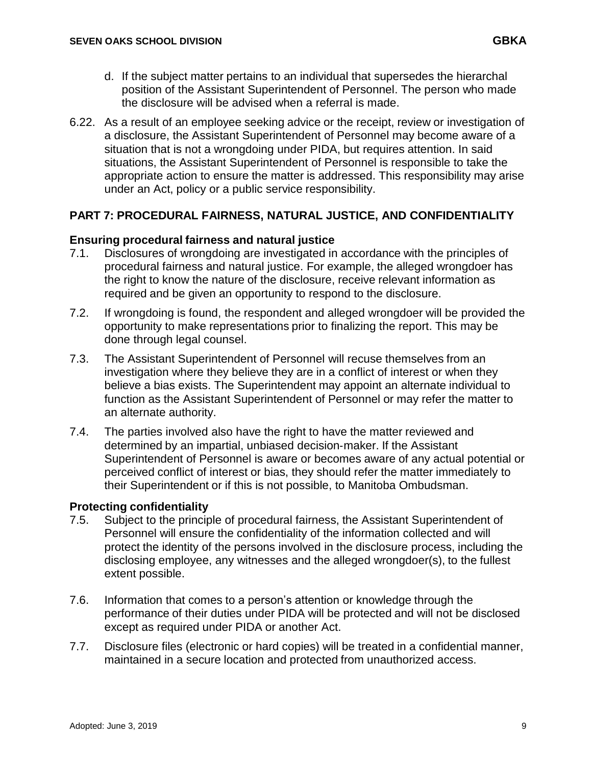d. If the subject matter pertains to an individual that supersedes the hierarchal position of the Assistant Superintendent of Personnel. The person who made the disclosure will be advised when a referral is made.

6.22. As a result of an employee seeking advice or the receipt, review or investigation of a disclosure, the Assistant Superintendent of Personnel may become aware of a situation that is not a wrongdoing under PIDA, but requires attention. In said situations, the Assistant Superintendent of Personnel is responsible to take the appropriate action to ensure the matter is addressed. This responsibility may arise under an Act, policy or a public service responsibility.

## PART 7: PROCEDURAL FAIRNESS, NATURAL JUSTICE, AND CONFIDENTIALITY

### Ensuring procedural fairness and natural justice

7.1. Disclosures of wrongdoing are investigated in accordance with the principles of procedural fairness and natural justice. For example, the alleged wrongdoer has the right to know the nature of the disclosure, receive relevant information as required and be given an opportunity to respond to the disclosure.

7.2. If wrongdoing is found, the respondent and alleged wrongdoer will be provided the opportunity to make representations prior to finalizing the report. This may be done through legal counsel.

7.3. The Assistant Superintendent of Personnel will recuse themselves from an investigation where they believe they are in a conflict of interest or when they believe a bias exists. The Superintendent may appoint an alternate individual to function as the Assistant Superintendent of Personnel or may refer the matter to an alternate authority.

7.4. The parties involved also have the right to have the matter reviewed and determined by an impartial, unbiased decision-maker. If the Assistant Superintendent of Personnel is aware or becomes aware of any actual potential or perceived conflict of interest or bias, they should refer the matter immediately to their Superintendent or if this is not possible, to Manitoba Ombudsman.

### Protecting confidentiality

7.5. Subject to the principle of procedural fairness, the Assistant Superintendent of Personnel will ensure the confidentiality of the information collected and will protect the identity of the persons involved in the disclosure process, including the disclosing employee, any witnesses and the alleged wrongdoer(s), to the fullest extent possible.

7.6. Information that comes to a person's attention or knowledge through the performance of their duties under PIDA will be protected and will not be disclosed except as required under PIDA or another Act.

7.7. Disclosure files (electronic or hard copies) will be treated in a confidential manner, maintained in a secure location and protected from unauthorized access.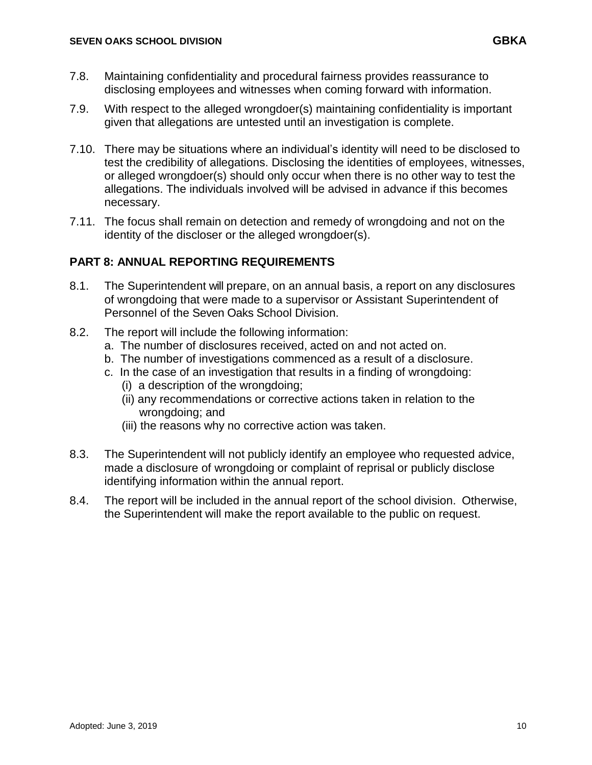7.8. Maintaining confidentiality and procedural fairness provides reassurance to disclosing employees and witnesses when coming forward with information.

7.9. With respect to the alleged wrongdoer(s) maintaining confidentiality is important given that allegations are untested until an investigation is complete.

7.10. There may be situations where an individual's identity will need to be disclosed to test the credibility of allegations. Disclosing the identities of employees, witnesses, or alleged wrongdoer(s) should only occur when there is no other way to test the allegations. The individuals involved will be advised in advance if this becomes necessary.

7.11. The focus shall remain on detection and remedy of wrongdoing and not on the identity of the discloser or the alleged wrongdoer(s).

## PART 8: ANNUAL REPORTING REQUIREMENTS

8.1. The Superintendent will prepare, on an annual basis, a report on any disclosures of wrongdoing that were made to a supervisor or Assistant Superintendent of Personnel of the Seven Oaks School Division.

8.2. The report will include the following information:

a. The number of disclosures received, acted on and not acted on.

b. The number of investigations commenced as a result of a disclosure.

c. In the case of an investigation that results in a finding of wrongdoing:

(i) a description of the wrongdoing;

(ii) any recommendations or corrective actions taken in relation to the wrongdoing; and

(iii) the reasons why no corrective action was taken.

8.3. The Superintendent will not publicly identify an employee who requested advice, made a disclosure of wrongdoing or complaint of reprisal or publicly disclose identifying information within the annual report.

8.4. The report will be included in the annual report of the school division. Otherwise, the Superintendent will make the report available to the public on request.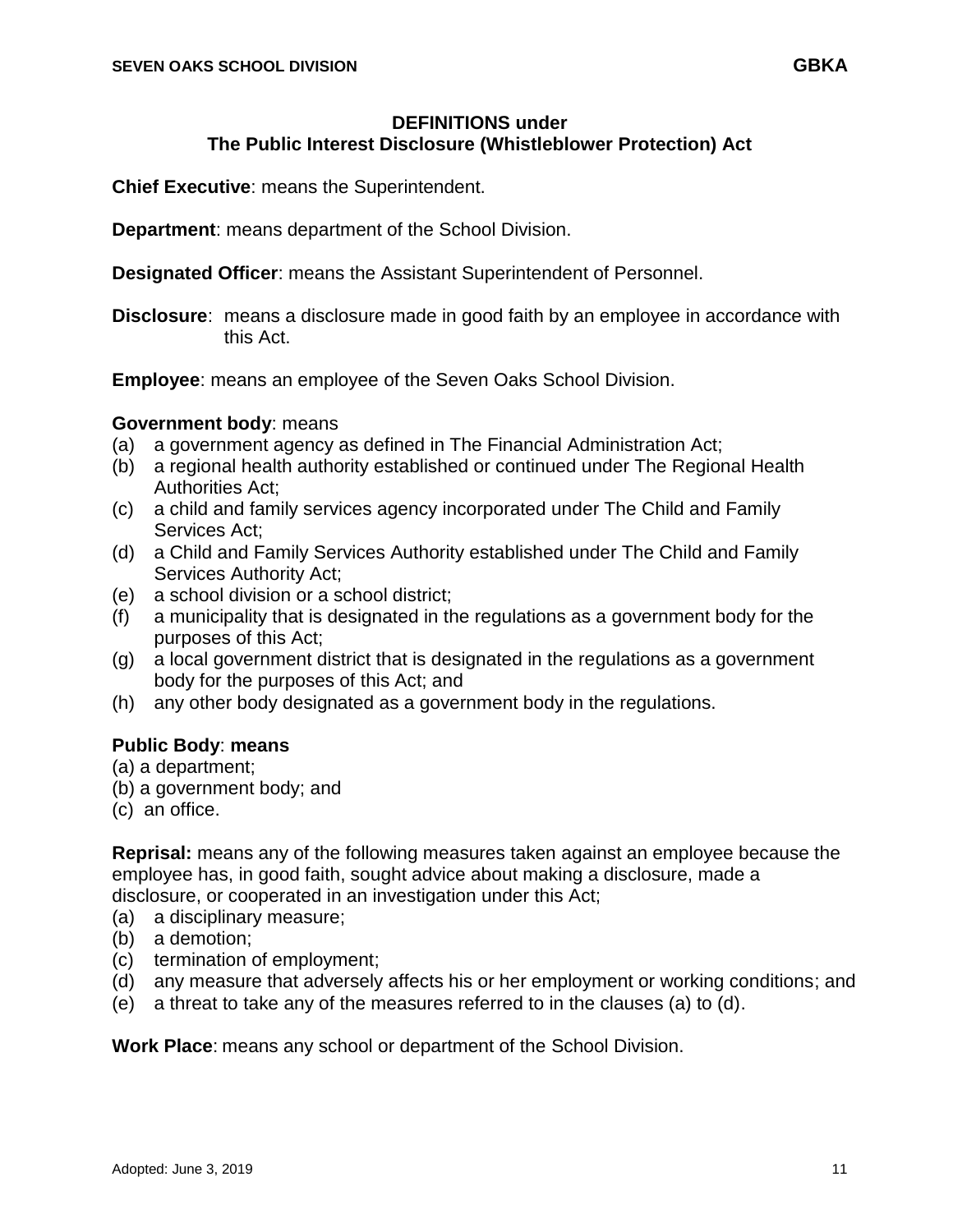## DEFINITIONS under The Public Interest Disclosure (Whistleblower Protection) Act

**Chief Executive**: means the Superintendent.

**Department**: means department of the School Division.

**Designated Officer**: means the Assistant Superintendent of Personnel.

**Disclosure**: means a disclosure made in good faith by an employee in accordance with this Act.

**Employee**: means an employee of the Seven Oaks School Division.

**Government body**: means

- (a) a government agency as defined in The Financial Administration Act;
- (b) a regional health authority established or continued under The Regional Health Authorities Act;
- (c) a child and family services agency incorporated under The Child and Family Services Act;
- (d) a Child and Family Services Authority established under The Child and Family Services Authority Act;
- (e) a school division or a school district;
- (f) a municipality that is designated in the regulations as a government body for the purposes of this Act;
- (g) a local government district that is designated in the regulations as a government body for the purposes of this Act; and
- (h) any other body designated as a government body in the regulations.

**Public Body**: **means**

- (a) a department;
- (b) a government body; and
- (c) an office.

**Reprisal:** means any of the following measures taken against an employee because the employee has, in good faith, sought advice about making a disclosure, made a disclosure, or cooperated in an investigation under this Act;

- (a) a disciplinary measure;
- (b) a demotion;
- (c) termination of employment;
- (d) any measure that adversely affects his or her employment or working conditions; and
- (e) a threat to take any of the measures referred to in the clauses (a) to (d).

**Work Place**: means any school or department of the School Division.

Adopted: June 3, 2019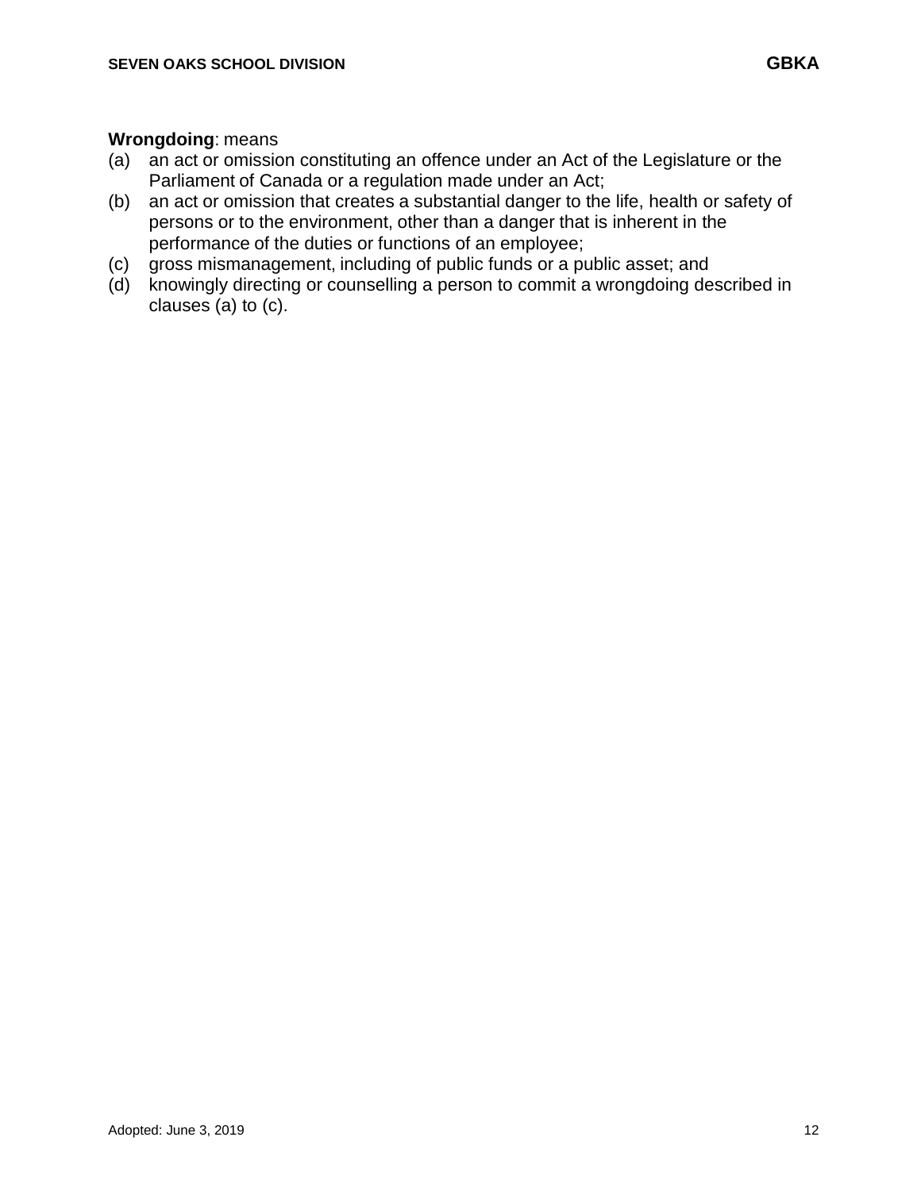**Wrongdoing**: means

(a) an act or omission constituting an offence under an Act of the Legislature or the Parliament of Canada or a regulation made under an Act;

(b) an act or omission that creates a substantial danger to the life, health or safety of persons or to the environment, other than a danger that is inherent in the performance of the duties or functions of an employee;

(c) gross mismanagement, including of public funds or a public asset; and

(d) knowingly directing or counselling a person to commit a wrongdoing described in clauses (a) to (c).